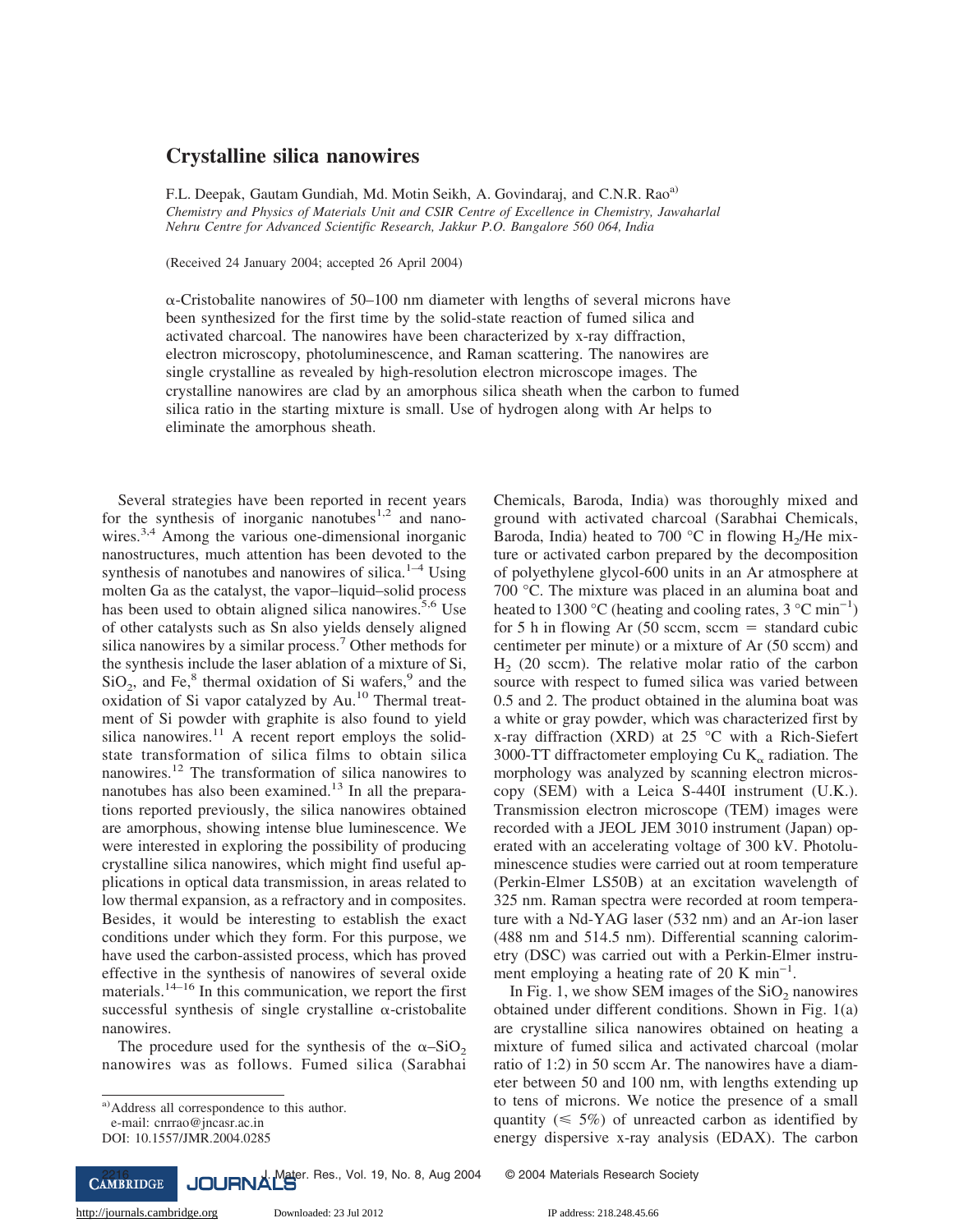# Crystalline silica nanowires

F.L. Deepak, Gautam Gundiah, Md. Motin Seikh, A. Govindaraj, and C.N.R. Rao[a]

*Chemistry and Physics of Materials Unit and CSIR Centre of Excellence in Chemistry, Jawaharlal Nehru Centre for Advanced Scientific Research, Jakkur P.O. Bangalore 560 064, India*

(Received 24 January 2004; accepted 26 April 2004)

α-Cristobalite nanowires of 50–100 nm diameter with lengths of several microns have been synthesized for the first time by the solid-state reaction of fumed silica and activated charcoal. The nanowires have been characterized by x-ray diffraction, electron microscopy, photoluminescence, and Raman scattering. The nanowires are single crystalline as revealed by high-resolution electron microscope images. The crystalline nanowires are clad by an amorphous silica sheath when the carbon to fumed silica ratio in the starting mixture is small. Use of hydrogen along with Ar helps to eliminate the amorphous sheath.

Several strategies have been reported in recent years for the synthesis of inorganic nanotubes[1,2] and nanowires.[3,4] Among the various one-dimensional inorganic nanostructures, much attention has been devoted to the synthesis of nanotubes and nanowires of silica.[1–4] Using molten Ga as the catalyst, the vapor–liquid–solid process has been used to obtain aligned silica nanowires.[5,6] Use of other catalysts such as Sn also yields densely aligned silica nanowires by a similar process.[7] Other methods for the synthesis include the laser ablation of a mixture of Si, $SiO_2$, and Fe,[8] thermal oxidation of Si wafers,[9] and the oxidation of Si vapor catalyzed by Au.[10] Thermal treatment of Si powder with graphite is also found to yield silica nanowires.[11] A recent report employs the solid-state transformation of silica films to obtain silica nanowires.[12] The transformation of silica nanowires to nanotubes has also been examined.[13] In all the preparations reported previously, the silica nanowires obtained are amorphous, showing intense blue luminescence. We were interested in exploring the possibility of producing crystalline silica nanowires, which might find useful applications in optical data transmission, in areas related to low thermal expansion, as a refractory and in composites. Besides, it would be interesting to establish the exact conditions under which they form. For this purpose, we have used the carbon-assisted process, which has proved effective in the synthesis of nanowires of several oxide materials.[14–16] In this communication, we report the first successful synthesis of single crystalline α-cristobalite nanowires.

The procedure used for the synthesis of the α–$SiO_2$ nanowires was as follows. Fumed silica (Sarabhai Chemicals, Baroda, India) was thoroughly mixed and ground with activated charcoal (Sarabhai Chemicals, Baroda, India) heated to 700 °C in flowing $H_2$/He mixture or activated carbon prepared by the decomposition of polyethylene glycol-600 units in an Ar atmosphere at 700 °C. The mixture was placed in an alumina boat and heated to 1300 °C (heating and cooling rates, 3 °C $min^{-1}$) for 5 h in flowing Ar (50 sccm, sccm = standard cubic centimeter per minute) or a mixture of Ar (50 sccm) and $H_2$ (20 sccm). The relative molar ratio of the carbon source with respect to fumed silica was varied between 0.5 and 2. The product obtained in the alumina boat was a white or gray powder, which was characterized first by x-ray diffraction (XRD) at 25 °C with a Rich-Siefert 3000-TT diffractometer employing Cu $K_\alpha$ radiation. The morphology was analyzed by scanning electron microscopy (SEM) with a Leica S-440I instrument (U.K.). Transmission electron microscope (TEM) images were recorded with a JEOL JEM 3010 instrument (Japan) operated with an accelerating voltage of 300 kV. Photoluminescence studies were carried out at room temperature (Perkin-Elmer LS50B) at an excitation wavelength of 325 nm. Raman spectra were recorded at room temperature with a Nd-YAG laser (532 nm) and an Ar-ion laser (488 nm and 514.5 nm). Differential scanning calorimetry (DSC) was carried out with a Perkin-Elmer instrument employing a heating rate of 20 K $min^{-1}$.

In Fig. 1, we show SEM images of the $SiO_2$ nanowires obtained under different conditions. Shown in Fig. 1(a) are crystalline silica nanowires obtained on heating a mixture of fumed silica and activated charcoal (molar ratio of 1:2) in 50 sccm Ar. The nanowires have a diameter between 50 and 100 nm, with lengths extending up to tens of microns. We notice the presence of a small quantity (≤ 5%) of unreacted carbon as identified by energy dispersive x-ray analysis (EDAX). The carbon

[a]Address all correspondence to this author.
e-mail: cnrrao@jncasr.ac.in
DOI: 10.1557/JMR.2004.0285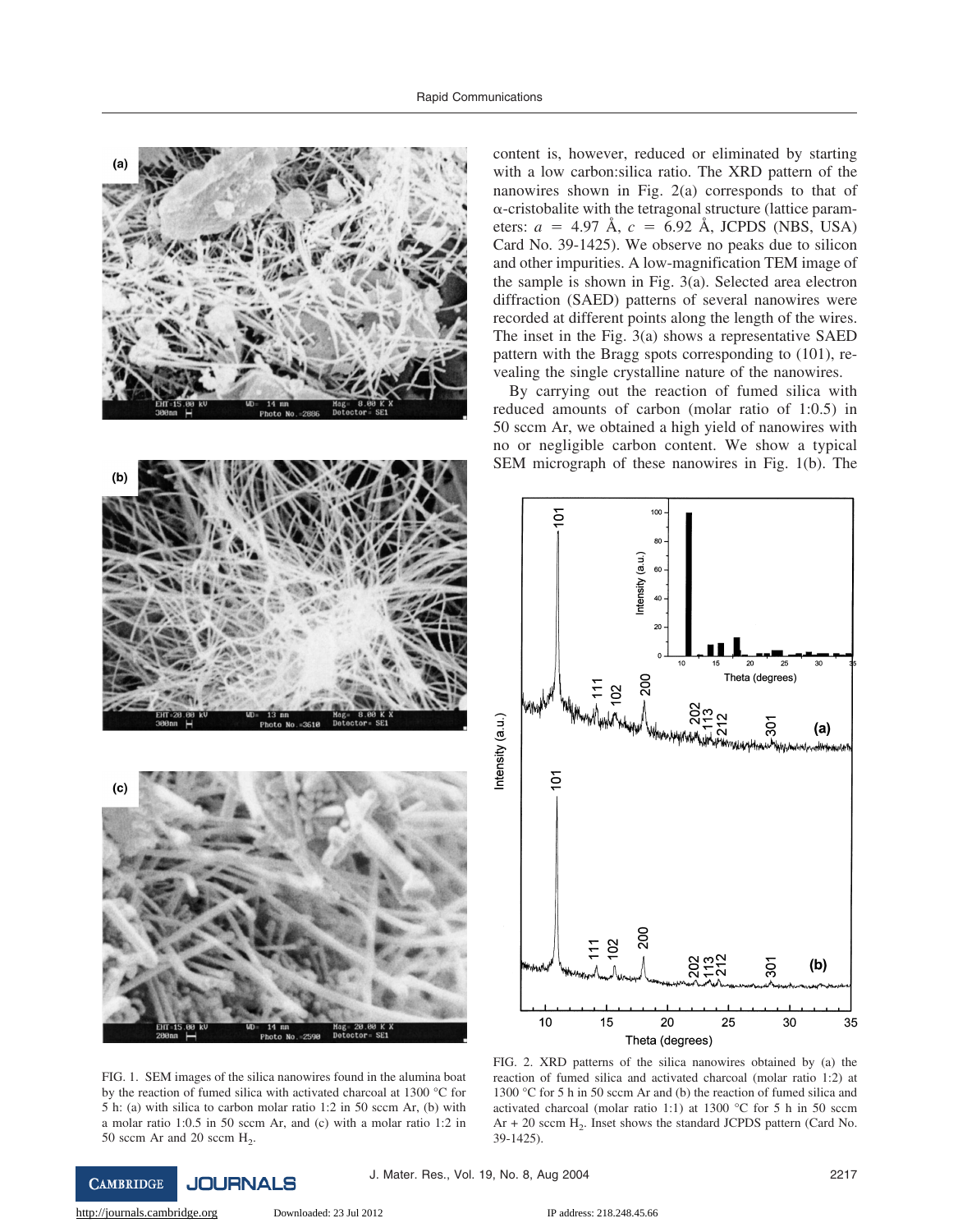content is, however, reduced or eliminated by starting with a low carbon:silica ratio. The XRD pattern of the nanowires shown in Fig. 2(a) corresponds to that of α-cristobalite with the tetragonal structure (lattice parameters: $a$ = 4.97 Å, $c$ = 6.92 Å, JCPDS (NBS, USA) Card No. 39-1425). We observe no peaks due to silicon and other impurities. A low-magnification TEM image of the sample is shown in Fig. 3(a). Selected area electron diffraction (SAED) patterns of several nanowires were recorded at different points along the length of the wires. The inset in the Fig. 3(a) shows a representative SAED pattern with the Bragg spots corresponding to (101), revealing the single crystalline nature of the nanowires.

By carrying out the reaction of fumed silica with reduced amounts of carbon (molar ratio of 1:0.5) in 50 sccm Ar, we obtained a high yield of nanowires with no or negligible carbon content. We show a typical SEM micrograph of these nanowires in Fig. 1(b). The

FIG. 1. SEM images of the silica nanowires found in the alumina boat by the reaction of fumed silica with activated charcoal at 1300 °C for 5 h: (a) with silica to carbon molar ratio 1:2 in 50 sccm Ar, (b) with a molar ratio 1:0.5 in 50 sccm Ar, and (c) with a molar ratio 1:2 in 50 sccm Ar and 20 sccm $H_2$.

FIG. 2. XRD patterns of the silica nanowires obtained by (a) the reaction of fumed silica and activated charcoal (molar ratio 1:2) at 1300 °C for 5 h in 50 sccm Ar and (b) the reaction of fumed silica and activated charcoal (molar ratio 1:1) at 1300 °C for 5 h in 50 sccm Ar + 20 sccm $H_2$. Inset shows the standard JCPDS pattern (Card No. 39-1425).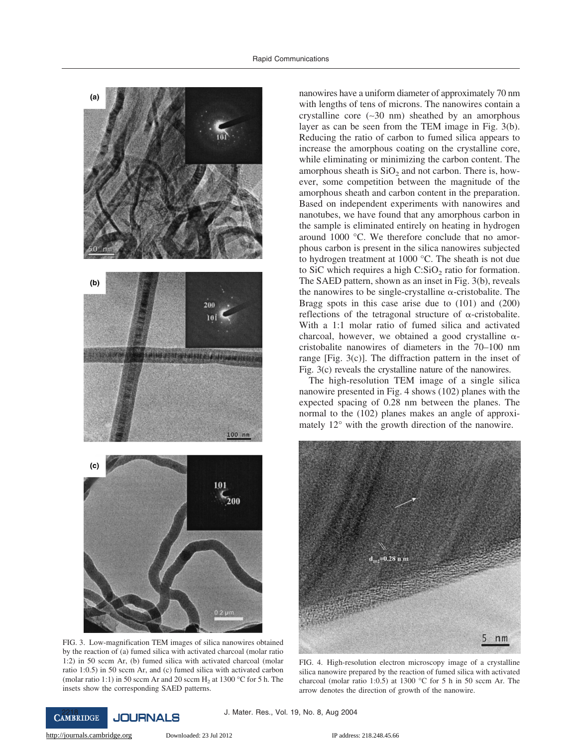nanowires have a uniform diameter of approximately 70 nm with lengths of tens of microns. The nanowires contain a crystalline core (~30 nm) sheathed by an amorphous layer as can be seen from the TEM image in Fig. 3(b). Reducing the ratio of carbon to fumed silica appears to increase the amorphous coating on the crystalline core, while eliminating or minimizing the carbon content. The amorphous sheath is $SiO_2$ and not carbon. There is, however, some competition between the magnitude of the amorphous sheath and carbon content in the preparation. Based on independent experiments with nanowires and nanotubes, we have found that any amorphous carbon in the sample is eliminated entirely on heating in hydrogen around 1000 °C. We therefore conclude that no amorphous carbon is present in the silica nanowires subjected to hydrogen treatment at 1000 °C. The sheath is not due to SiC which requires a high C:$SiO_2$ ratio for formation. The SAED pattern, shown as an inset in Fig. 3(b), reveals the nanowires to be single-crystalline α-cristobalite. The Bragg spots in this case arise due to (101) and (200) reflections of the tetragonal structure of α-cristobalite. With a 1:1 molar ratio of fumed silica and activated charcoal, however, we obtained a good crystalline α-cristobalite nanowires of diameters in the 70–100 nm range [Fig. 3(c)]. The diffraction pattern in the inset of Fig. 3(c) reveals the crystalline nature of the nanowires.

The high-resolution TEM image of a single silica nanowire presented in Fig. 4 shows (102) planes with the expected spacing of 0.28 nm between the planes. The normal to the (102) planes makes an angle of approximately 12° with the growth direction of the nanowire.

FIG. 3. Low-magnification TEM images of silica nanowires obtained by the reaction of (a) fumed silica with activated charcoal (molar ratio 1:2) in 50 sccm Ar, (b) fumed silica with activated charcoal (molar ratio 1:0.5) in 50 sccm Ar, and (c) fumed silica with activated carbon (molar ratio 1:1) in 50 sccm Ar and 20 sccm $H_2$ at 1300 °C for 5 h. The insets show the corresponding SAED patterns.

FIG. 4. High-resolution electron microscopy image of a crystalline silica nanowire prepared by the reaction of fumed silica with activated charcoal (molar ratio 1:0.5) at 1300 °C for 5 h in 50 sccm Ar. The arrow denotes the direction of growth of the nanowire.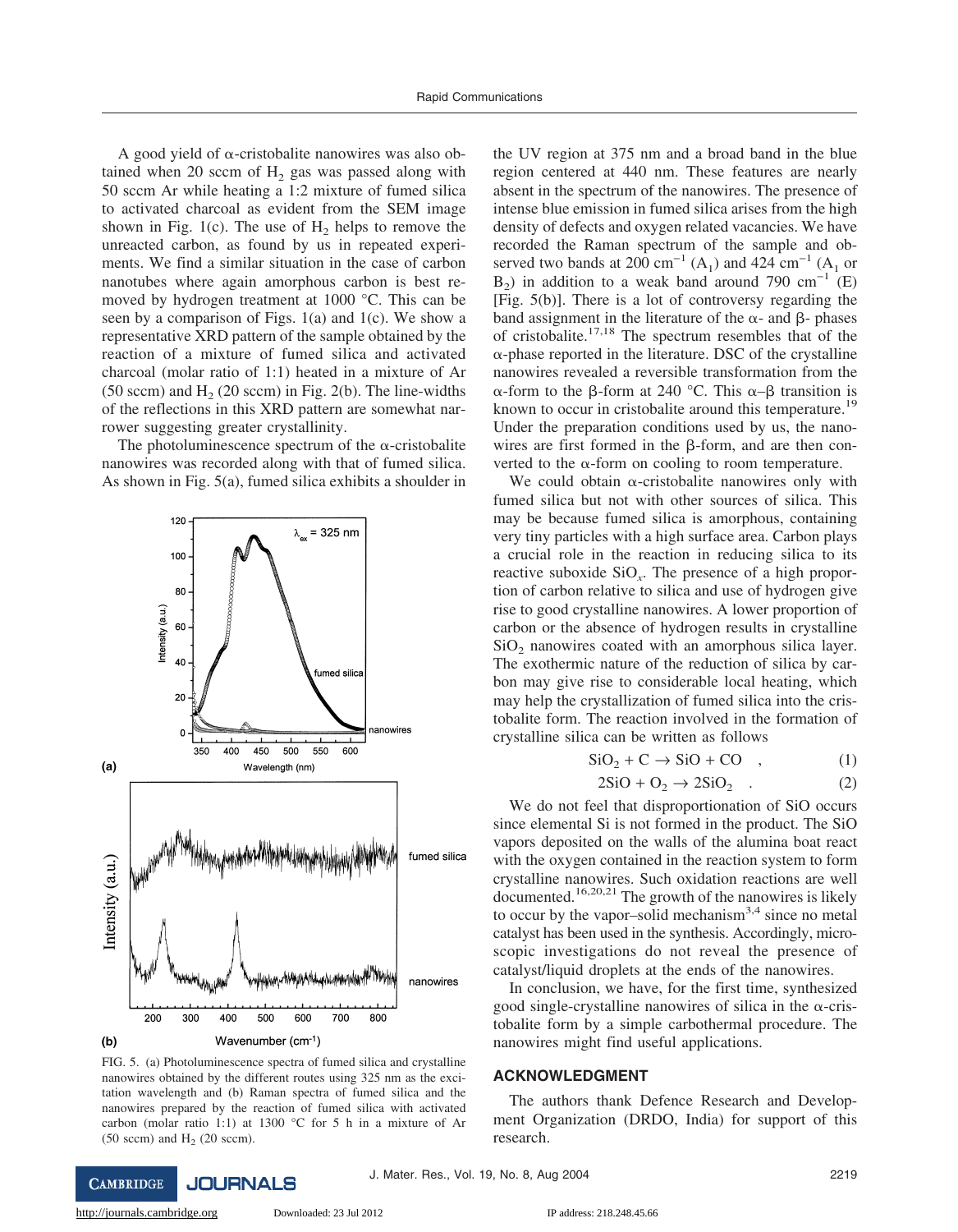A good yield of α-cristobalite nanowires was also obtained when 20 sccm of $H_2$ gas was passed along with 50 sccm Ar while heating a 1:2 mixture of fumed silica to activated charcoal as evident from the SEM image shown in Fig. 1(c). The use of $H_2$ helps to remove the unreacted carbon, as found by us in repeated experiments. We find a similar situation in the case of carbon nanotubes where again amorphous carbon is best removed by hydrogen treatment at 1000 °C. This can be seen by a comparison of Figs. 1(a) and 1(c). We show a representative XRD pattern of the sample obtained by the reaction of a mixture of fumed silica and activated charcoal (molar ratio of 1:1) heated in a mixture of Ar (50 sccm) and $H_2$ (20 sccm) in Fig. 2(b). The line-widths of the reflections in this XRD pattern are somewhat narrower suggesting greater crystallinity.

The photoluminescence spectrum of the α-cristobalite nanowires was recorded along with that of fumed silica. As shown in Fig. 5(a), fumed silica exhibits a shoulder in the UV region at 375 nm and a broad band in the blue region centered at 440 nm. These features are nearly absent in the spectrum of the nanowires. The presence of intense blue emission in fumed silica arises from the high density of defects and oxygen related vacancies. We have recorded the Raman spectrum of the sample and observed two bands at 200 $cm^{-1}$ ($A_1$) and 424 $cm^{-1}$ ($A_1$ or $B_2$) in addition to a weak band around 790 $cm^{-1}$ (E) [Fig. 5(b)]. There is a lot of controversy regarding the band assignment in the literature of the α- and β- phases of cristobalite.[17,18] The spectrum resembles that of the α-phase reported in the literature. DSC of the crystalline nanowires revealed a reversible transformation from the α-form to the β-form at 240 °C. This α–β transition is known to occur in cristobalite around this temperature.[19] Under the preparation conditions used by us, the nanowires are first formed in the β-form, and are then converted to the α-form on cooling to room temperature.

FIG. 5. (a) Photoluminescence spectra of fumed silica and crystalline nanowires obtained by the different routes using 325 nm as the excitation wavelength and (b) Raman spectra of fumed silica and the nanowires prepared by the reaction of fumed silica with activated carbon (molar ratio 1:1) at 1300 °C for 5 h in a mixture of Ar (50 sccm) and $H_2$ (20 sccm).

We could obtain α-cristobalite nanowires only with fumed silica but not with other sources of silica. This may be because fumed silica is amorphous, containing very tiny particles with a high surface area. Carbon plays a crucial role in the reaction in reducing silica to its reactive suboxide $SiO_x$. The presence of a high proportion of carbon relative to silica and use of hydrogen give rise to good crystalline nanowires. A lower proportion of carbon or the absence of hydrogen results in crystalline $SiO_2$ nanowires coated with an amorphous silica layer. The exothermic nature of the reduction of silica by carbon may give rise to considerable local heating, which may help the crystallization of fumed silica into the cristobalite form. The reaction involved in the formation of crystalline silica can be written as follows

$$SiO_2 + C \rightarrow SiO + CO \quad , \tag{1}$$

$$2SiO + O_2 \rightarrow 2SiO_2 \quad . \tag{2}$$

We do not feel that disproportionation of SiO occurs since elemental Si is not formed in the product. The SiO vapors deposited on the walls of the alumina boat react with the oxygen contained in the reaction system to form crystalline nanowires. Such oxidation reactions are well documented.[16,20,21] The growth of the nanowires is likely to occur by the vapor–solid mechanism[3,4] since no metal catalyst has been used in the synthesis. Accordingly, microscopic investigations do not reveal the presence of catalyst/liquid droplets at the ends of the nanowires.

In conclusion, we have, for the first time, synthesized good single-crystalline nanowires of silica in the α-cristobalite form by a simple carbothermal procedure. The nanowires might find useful applications.

## ACKNOWLEDGMENT

The authors thank Defence Research and Development Organization (DRDO, India) for support of this research.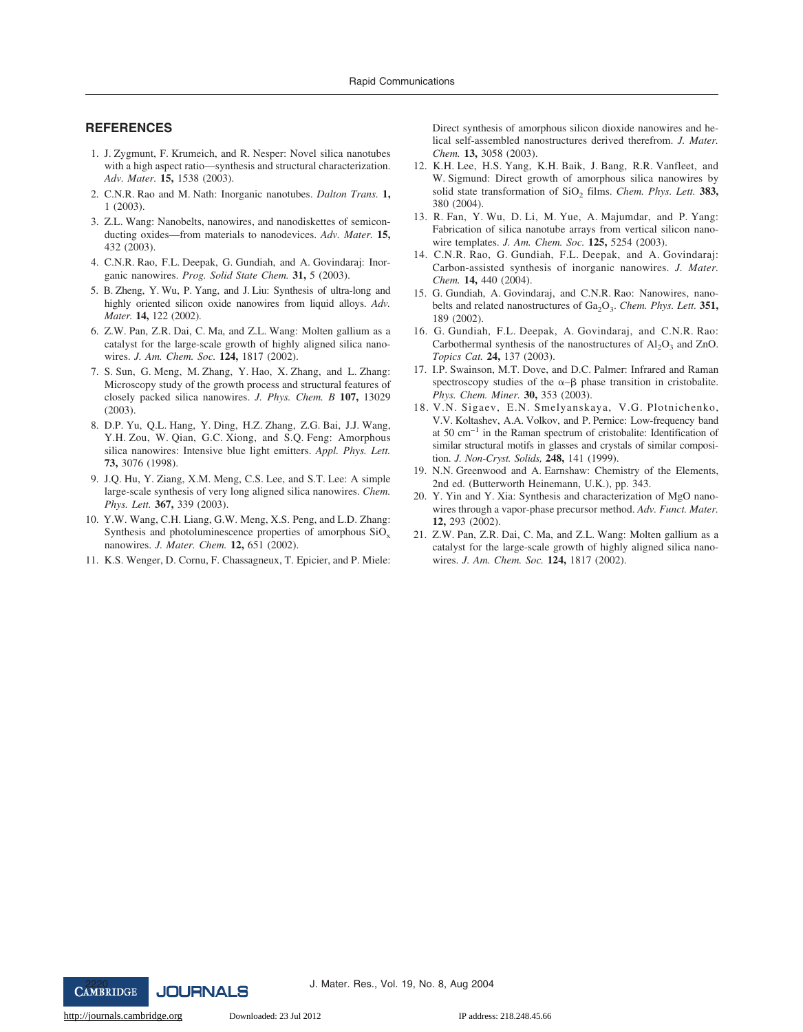## REFERENCES

1. J. Zygmunt, F. Krumeich, and R. Nesper: Novel silica nanotubes with a high aspect ratio—synthesis and structural characterization. *Adv. Mater.* **15,** 1538 (2003).
2. C.N.R. Rao and M. Nath: Inorganic nanotubes. *Dalton Trans.* **1,** 1 (2003).
3. Z.L. Wang: Nanobelts, nanowires, and nanodiskettes of semiconducting oxides—from materials to nanodevices. *Adv. Mater.* **15,** 432 (2003).
4. C.N.R. Rao, F.L. Deepak, G. Gundiah, and A. Govindaraj: Inorganic nanowires. *Prog. Solid State Chem.* **31,** 5 (2003).
5. B. Zheng, Y. Wu, P. Yang, and J. Liu: Synthesis of ultra-long and highly oriented silicon oxide nanowires from liquid alloys. *Adv. Mater.* **14,** 122 (2002).
6. Z.W. Pan, Z.R. Dai, C. Ma, and Z.L. Wang: Molten gallium as a catalyst for the large-scale growth of highly aligned silica nanowires. *J. Am. Chem. Soc.* **124,** 1817 (2002).
7. S. Sun, G. Meng, M. Zhang, Y. Hao, X. Zhang, and L. Zhang: Microscopy study of the growth process and structural features of closely packed silica nanowires. *J. Phys. Chem. B* **107,** 13029 (2003).
8. D.P. Yu, Q.L. Hang, Y. Ding, H.Z. Zhang, Z.G. Bai, J.J. Wang, Y.H. Zou, W. Qian, G.C. Xiong, and S.Q. Feng: Amorphous silica nanowires: Intensive blue light emitters. *Appl. Phys. Lett.* **73,** 3076 (1998).
9. J.Q. Hu, Y. Ziang, X.M. Meng, C.S. Lee, and S.T. Lee: A simple large-scale synthesis of very long aligned silica nanowires. *Chem. Phys. Lett.* **367,** 339 (2003).
10. Y.W. Wang, C.H. Liang, G.W. Meng, X.S. Peng, and L.D. Zhang: Synthesis and photoluminescence properties of amorphous $SiO_x$ nanowires. *J. Mater. Chem.* **12,** 651 (2002).
11. K.S. Wenger, D. Cornu, F. Chassagneux, T. Epicier, and P. Miele: Direct synthesis of amorphous silicon dioxide nanowires and helical self-assembled nanostructures derived therefrom. *J. Mater. Chem.* **13,** 3058 (2003).
12. K.H. Lee, H.S. Yang, K.H. Baik, J. Bang, R.R. Vanfleet, and W. Sigmund: Direct growth of amorphous silica nanowires by solid state transformation of $SiO_2$ films. *Chem. Phys. Lett.* **383,** 380 (2004).
13. R. Fan, Y. Wu, D. Li, M. Yue, A. Majumdar, and P. Yang: Fabrication of silica nanotube arrays from vertical silicon nanowire templates. *J. Am. Chem. Soc.* **125,** 5254 (2003).
14. C.N.R. Rao, G. Gundiah, F.L. Deepak, and A. Govindaraj: Carbon-assisted synthesis of inorganic nanowires. *J. Mater. Chem.* **14,** 440 (2004).
15. G. Gundiah, A. Govindaraj, and C.N.R. Rao: Nanowires, nanobelts and related nanostructures of $Ga_2O_3$. *Chem. Phys. Lett.* **351,** 189 (2002).
16. G. Gundiah, F.L. Deepak, A. Govindaraj, and C.N.R. Rao: Carbothermal synthesis of the nanostructures of $Al_2O_3$ and ZnO. *Topics Cat.* **24,** 137 (2003).
17. I.P. Swainson, M.T. Dove, and D.C. Palmer: Infrared and Raman spectroscopy studies of the $\alpha$–$\beta$ phase transition in cristobalite. *Phys. Chem. Miner.* **30,** 353 (2003).
18. V.N. Sigaev, E.N. Smelyanskaya, V.G. Plotnichenko, V.V. Koltashev, A.A. Volkov, and P. Pernice: Low-frequency band at 50 $cm^{-1}$ in the Raman spectrum of cristobalite: Identification of similar structural motifs in glasses and crystals of similar composition. *J. Non-Cryst. Solids,* **248,** 141 (1999).
19. N.N. Greenwood and A. Earnshaw: Chemistry of the Elements, 2nd ed. (Butterworth Heinemann, U.K.), pp. 343.
20. Y. Yin and Y. Xia: Synthesis and characterization of MgO nanowires through a vapor-phase precursor method. *Adv. Funct. Mater.* **12,** 293 (2002).
21. Z.W. Pan, Z.R. Dai, C. Ma, and Z.L. Wang: Molten gallium as a catalyst for the large-scale growth of highly aligned silica nanowires. *J. Am. Chem. Soc.* **124,** 1817 (2002).